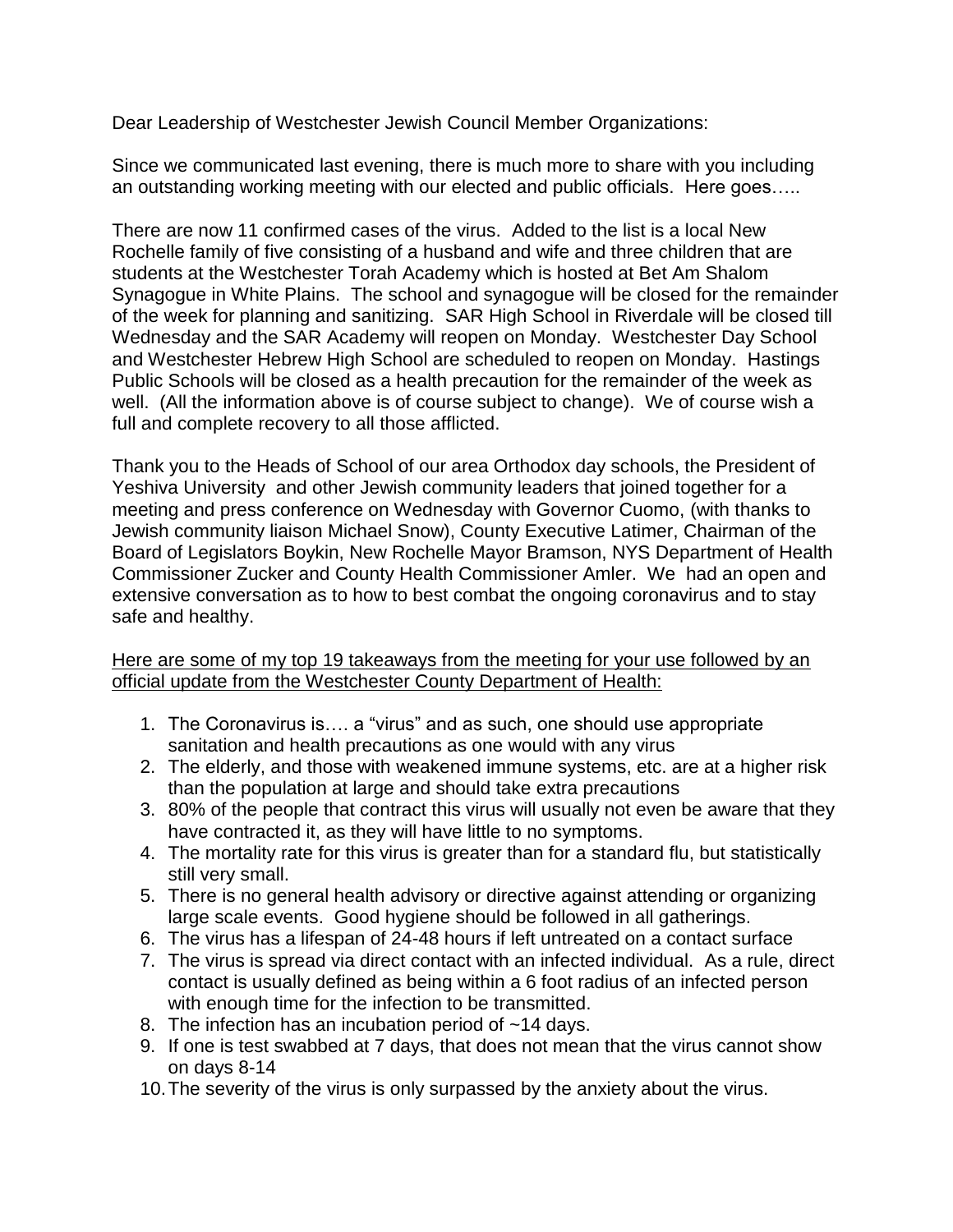Dear Leadership of Westchester Jewish Council Member Organizations:

Since we communicated last evening, there is much more to share with you including an outstanding working meeting with our elected and public officials. Here goes…..

There are now 11 confirmed cases of the virus. Added to the list is a local New Rochelle family of five consisting of a husband and wife and three children that are students at the Westchester Torah Academy which is hosted at Bet Am Shalom Synagogue in White Plains. The school and synagogue will be closed for the remainder of the week for planning and sanitizing. SAR High School in Riverdale will be closed till Wednesday and the SAR Academy will reopen on Monday. Westchester Day School and Westchester Hebrew High School are scheduled to reopen on Monday. Hastings Public Schools will be closed as a health precaution for the remainder of the week as well. (All the information above is of course subject to change). We of course wish a full and complete recovery to all those afflicted.

Thank you to the Heads of School of our area Orthodox day schools, the President of Yeshiva University and other Jewish community leaders that joined together for a meeting and press conference on Wednesday with Governor Cuomo, (with thanks to Jewish community liaison Michael Snow), County Executive Latimer, Chairman of the Board of Legislators Boykin, New Rochelle Mayor Bramson, NYS Department of Health Commissioner Zucker and County Health Commissioner Amler. We had an open and extensive conversation as to how to best combat the ongoing coronavirus and to stay safe and healthy.

<u>Here are some of my top 19 takeaways from the meeting for your use followed by an official update from the Westchester County Department of Health:</u>

1. The Coronavirus is…. a "virus" and as such, one should use appropriate sanitation and health precautions as one would with any virus
2. The elderly, and those with weakened immune systems, etc. are at a higher risk than the population at large and should take extra precautions
3. 80% of the people that contract this virus will usually not even be aware that they have contracted it, as they will have little to no symptoms.
4. The mortality rate for this virus is greater than for a standard flu, but statistically still very small.
5. There is no general health advisory or directive against attending or organizing large scale events. Good hygiene should be followed in all gatherings.
6. The virus has a lifespan of 24-48 hours if left untreated on a contact surface
7. The virus is spread via direct contact with an infected individual. As a rule, direct contact is usually defined as being within a 6 foot radius of an infected person with enough time for the infection to be transmitted.
8. The infection has an incubation period of ~14 days.
9. If one is test swabbed at 7 days, that does not mean that the virus cannot show on days 8-14
10. The severity of the virus is only surpassed by the anxiety about the virus.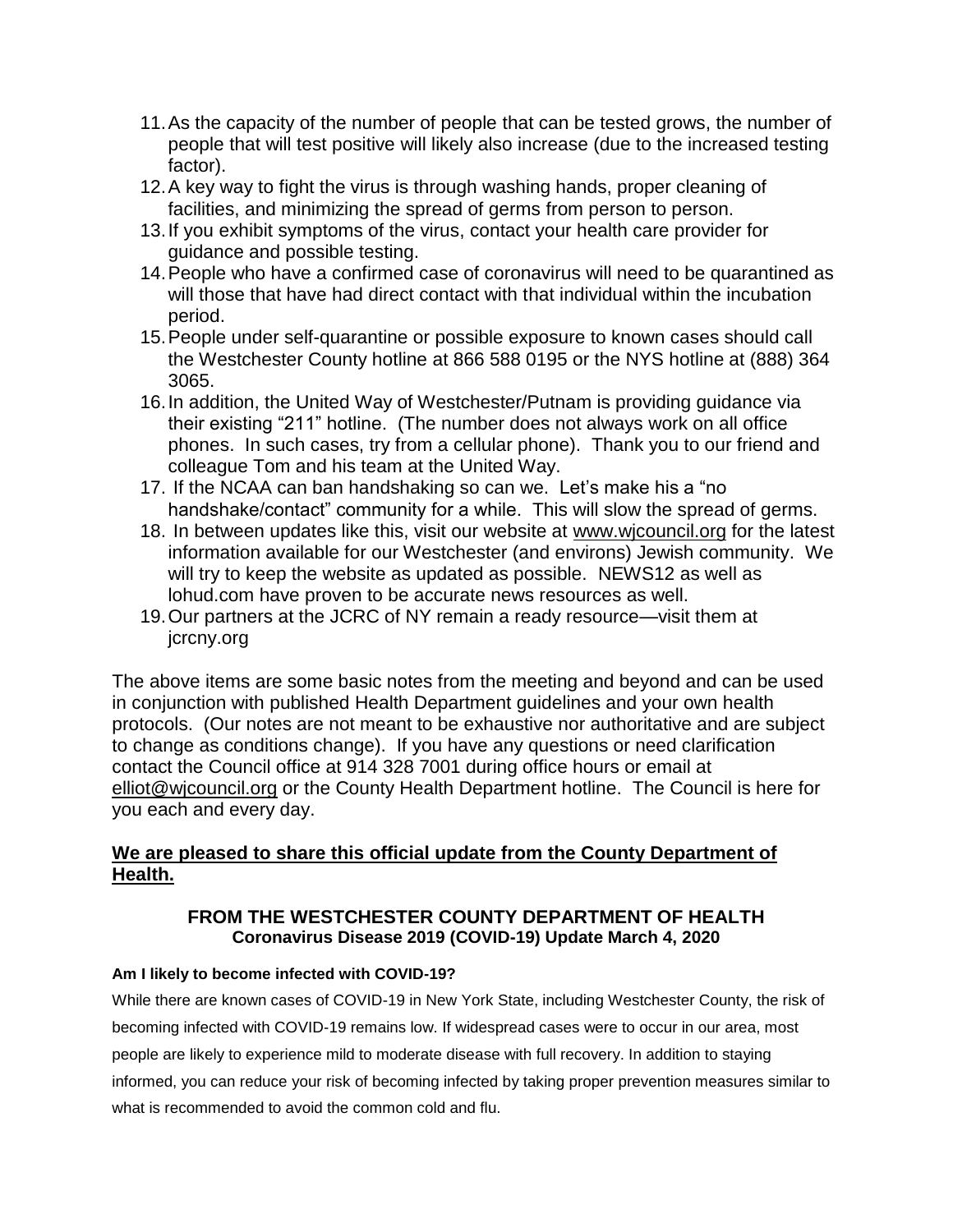11. As the capacity of the number of people that can be tested grows, the number of people that will test positive will likely also increase (due to the increased testing factor).
12. A key way to fight the virus is through washing hands, proper cleaning of facilities, and minimizing the spread of germs from person to person.
13. If you exhibit symptoms of the virus, contact your health care provider for guidance and possible testing.
14. People who have a confirmed case of coronavirus will need to be quarantined as will those that have had direct contact with that individual within the incubation period.
15. People under self-quarantine or possible exposure to known cases should call the Westchester County hotline at 866 588 0195 or the NYS hotline at (888) 364 3065.
16. In addition, the United Way of Westchester/Putnam is providing guidance via their existing "211" hotline. (The number does not always work on all office phones. In such cases, try from a cellular phone). Thank you to our friend and colleague Tom and his team at the United Way.
17. If the NCAA can ban handshaking so can we. Let's make his a "no handshake/contact" community for a while. This will slow the spread of germs.
18. In between updates like this, visit our website at www.wjcouncil.org for the latest information available for our Westchester (and environs) Jewish community. We will try to keep the website as updated as possible. NEWS12 as well as lohud.com have proven to be accurate news resources as well.
19. Our partners at the JCRC of NY remain a ready resource—visit them at jcrcny.org

The above items are some basic notes from the meeting and beyond and can be used in conjunction with published Health Department guidelines and your own health protocols. (Our notes are not meant to be exhaustive nor authoritative and are subject to change as conditions change). If you have any questions or need clarification contact the Council office at 914 328 7001 during office hours or email at elliot@wjcouncil.org or the County Health Department hotline. The Council is here for you each and every day.

**We are pleased to share this official update from the County Department of Health.**

## FROM THE WESTCHESTER COUNTY DEPARTMENT OF HEALTH

### Coronavirus Disease 2019 (COVID-19) Update March 4, 2020

**Am I likely to become infected with COVID-19?**

While there are known cases of COVID-19 in New York State, including Westchester County, the risk of becoming infected with COVID-19 remains low. If widespread cases were to occur in our area, most people are likely to experience mild to moderate disease with full recovery. In addition to staying informed, you can reduce your risk of becoming infected by taking proper prevention measures similar to what is recommended to avoid the common cold and flu.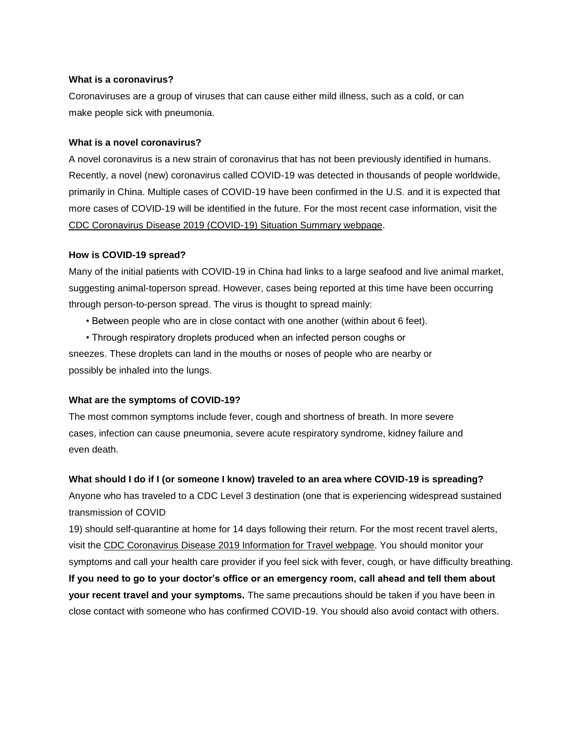**What is a coronavirus?**

Coronaviruses are a group of viruses that can cause either mild illness, such as a cold, or can make people sick with pneumonia.

**What is a novel coronavirus?**

A novel coronavirus is a new strain of coronavirus that has not been previously identified in humans. Recently, a novel (new) coronavirus called COVID-19 was detected in thousands of people worldwide, primarily in China. Multiple cases of COVID-19 have been confirmed in the U.S. and it is expected that more cases of COVID-19 will be identified in the future. For the most recent case information, visit the CDC Coronavirus Disease 2019 (COVID-19) Situation Summary webpage.

**How is COVID-19 spread?**

Many of the initial patients with COVID-19 in China had links to a large seafood and live animal market, suggesting animal-toperson spread. However, cases being reported at this time have been occurring through person-to-person spread. The virus is thought to spread mainly:

- Between people who are in close contact with one another (within about 6 feet).
- Through respiratory droplets produced when an infected person coughs or sneezes. These droplets can land in the mouths or noses of people who are nearby or possibly be inhaled into the lungs.

**What are the symptoms of COVID-19?**

The most common symptoms include fever, cough and shortness of breath. In more severe cases, infection can cause pneumonia, severe acute respiratory syndrome, kidney failure and even death.

**What should I do if I (or someone I know) traveled to an area where COVID-19 is spreading?**

Anyone who has traveled to a CDC Level 3 destination (one that is experiencing widespread sustained transmission of COVID 19) should self-quarantine at home for 14 days following their return. For the most recent travel alerts, visit the CDC Coronavirus Disease 2019 Information for Travel webpage. You should monitor your symptoms and call your health care provider if you feel sick with fever, cough, or have difficulty breathing. **If you need to go to your doctor's office or an emergency room, call ahead and tell them about your recent travel and your symptoms.** The same precautions should be taken if you have been in close contact with someone who has confirmed COVID-19. You should also avoid contact with others.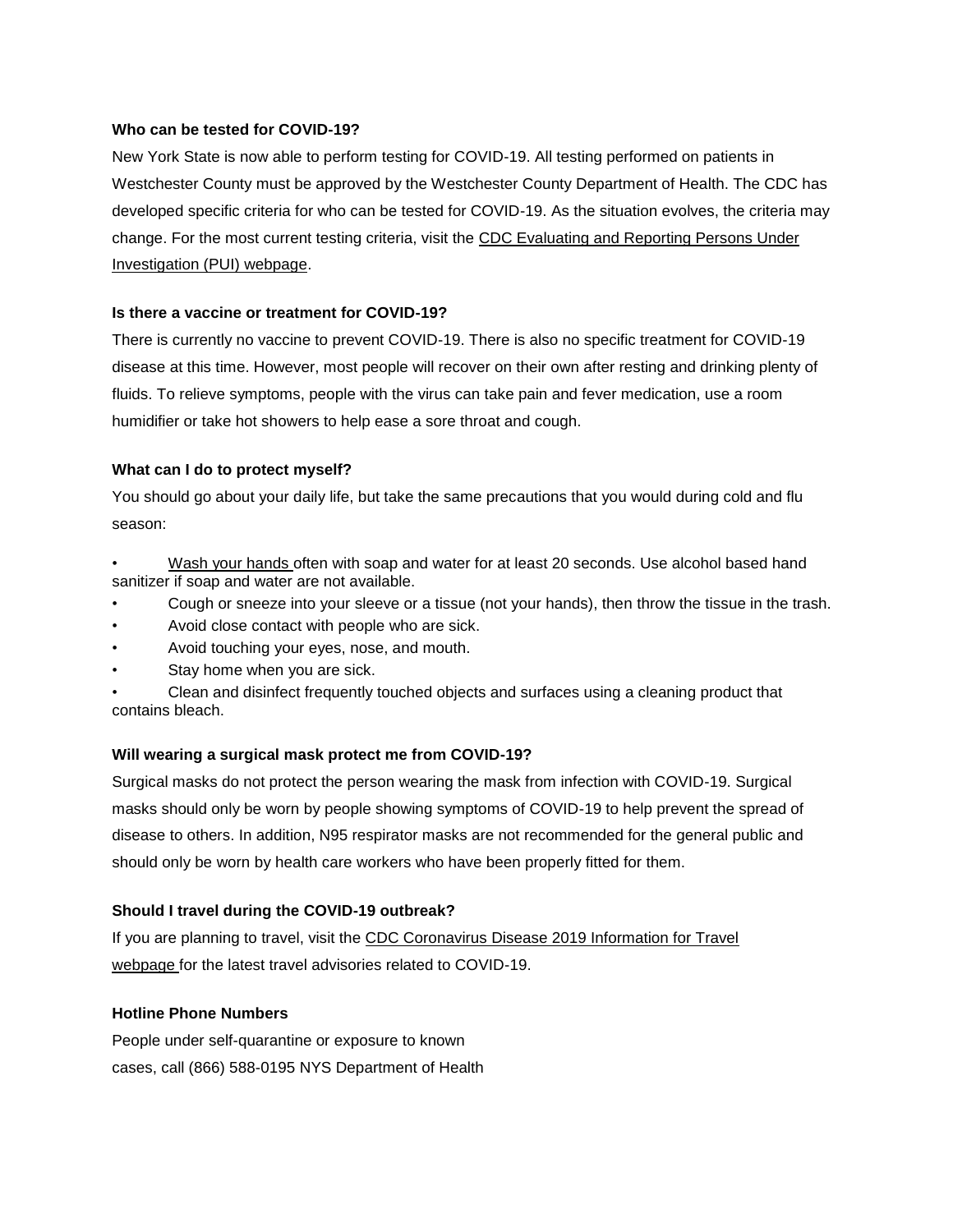**Who can be tested for COVID-19?**

New York State is now able to perform testing for COVID-19. All testing performed on patients in Westchester County must be approved by the Westchester County Department of Health. The CDC has developed specific criteria for who can be tested for COVID-19. As the situation evolves, the criteria may change. For the most current testing criteria, visit the CDC Evaluating and Reporting Persons Under Investigation (PUI) webpage.

**Is there a vaccine or treatment for COVID-19?**

There is currently no vaccine to prevent COVID-19. There is also no specific treatment for COVID-19 disease at this time. However, most people will recover on their own after resting and drinking plenty of fluids. To relieve symptoms, people with the virus can take pain and fever medication, use a room humidifier or take hot showers to help ease a sore throat and cough.

**What can I do to protect myself?**

You should go about your daily life, but take the same precautions that you would during cold and flu season:

- Wash your hands often with soap and water for at least 20 seconds. Use alcohol based hand sanitizer if soap and water are not available.
- Cough or sneeze into your sleeve or a tissue (not your hands), then throw the tissue in the trash.
- Avoid close contact with people who are sick.
- Avoid touching your eyes, nose, and mouth.
- Stay home when you are sick.
- Clean and disinfect frequently touched objects and surfaces using a cleaning product that contains bleach.

**Will wearing a surgical mask protect me from COVID-19?**

Surgical masks do not protect the person wearing the mask from infection with COVID-19. Surgical masks should only be worn by people showing symptoms of COVID-19 to help prevent the spread of disease to others. In addition, N95 respirator masks are not recommended for the general public and should only be worn by health care workers who have been properly fitted for them.

**Should I travel during the COVID-19 outbreak?**

If you are planning to travel, visit the CDC Coronavirus Disease 2019 Information for Travel webpage for the latest travel advisories related to COVID-19.

**Hotline Phone Numbers**

People under self-quarantine or exposure to known cases, call (866) 588-0195 NYS Department of Health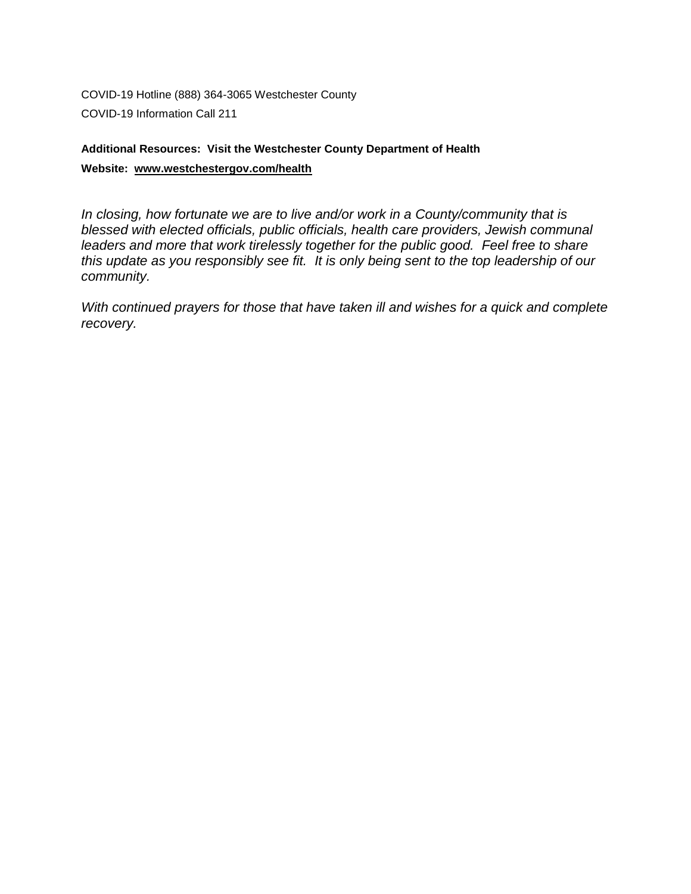COVID-19 Hotline (888) 364-3065 Westchester County

COVID-19 Information Call 211

**Additional Resources: Visit the Westchester County Department of Health**

**Website: www.westchestergov.com/health**

*In closing, how fortunate we are to live and/or work in a County/community that is blessed with elected officials, public officials, health care providers, Jewish communal leaders and more that work tirelessly together for the public good. Feel free to share this update as you responsibly see fit. It is only being sent to the top leadership of our community.*

*With continued prayers for those that have taken ill and wishes for a quick and complete recovery.*